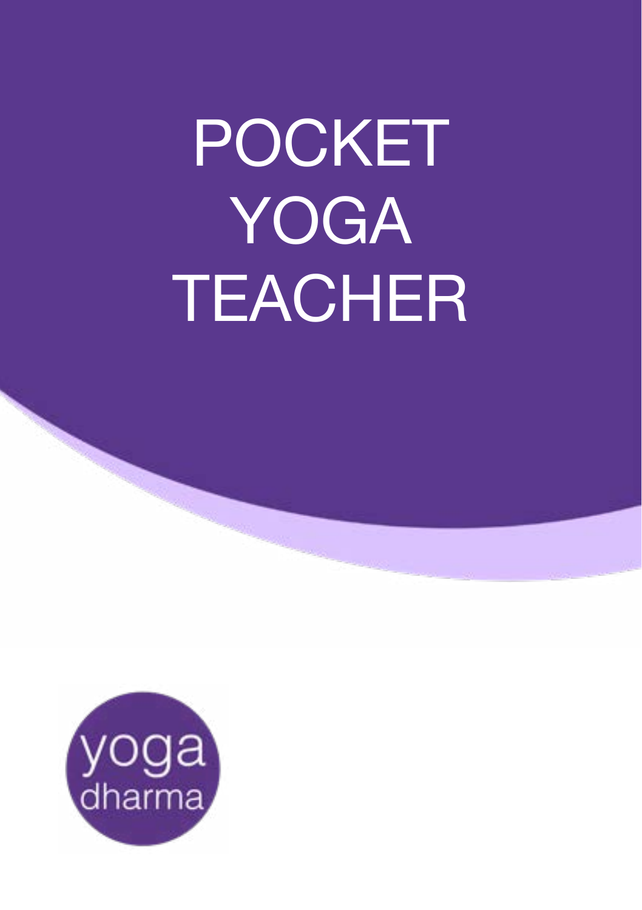# POCKET YOGA TEACHER

yoga dharma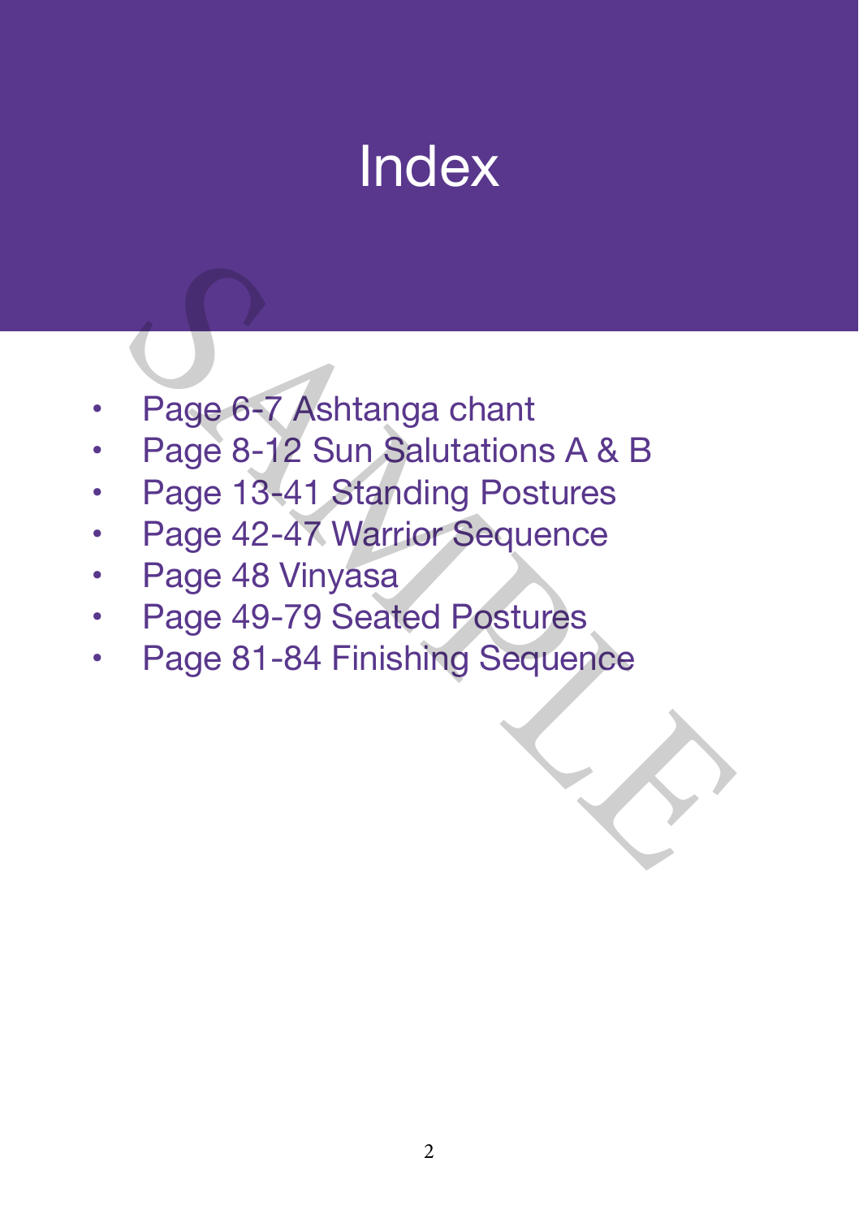# Index

- Page 6-7 Ashtanga chant
- Page 8-12 Sun Salutations A & B
- Page 13-41 Standing Postures
- Page 42-47 Warrior Sequence
- Page 48 Vinyasa
- Page 49-79 Seated Postures
- Page 81-84 Finishing Sequence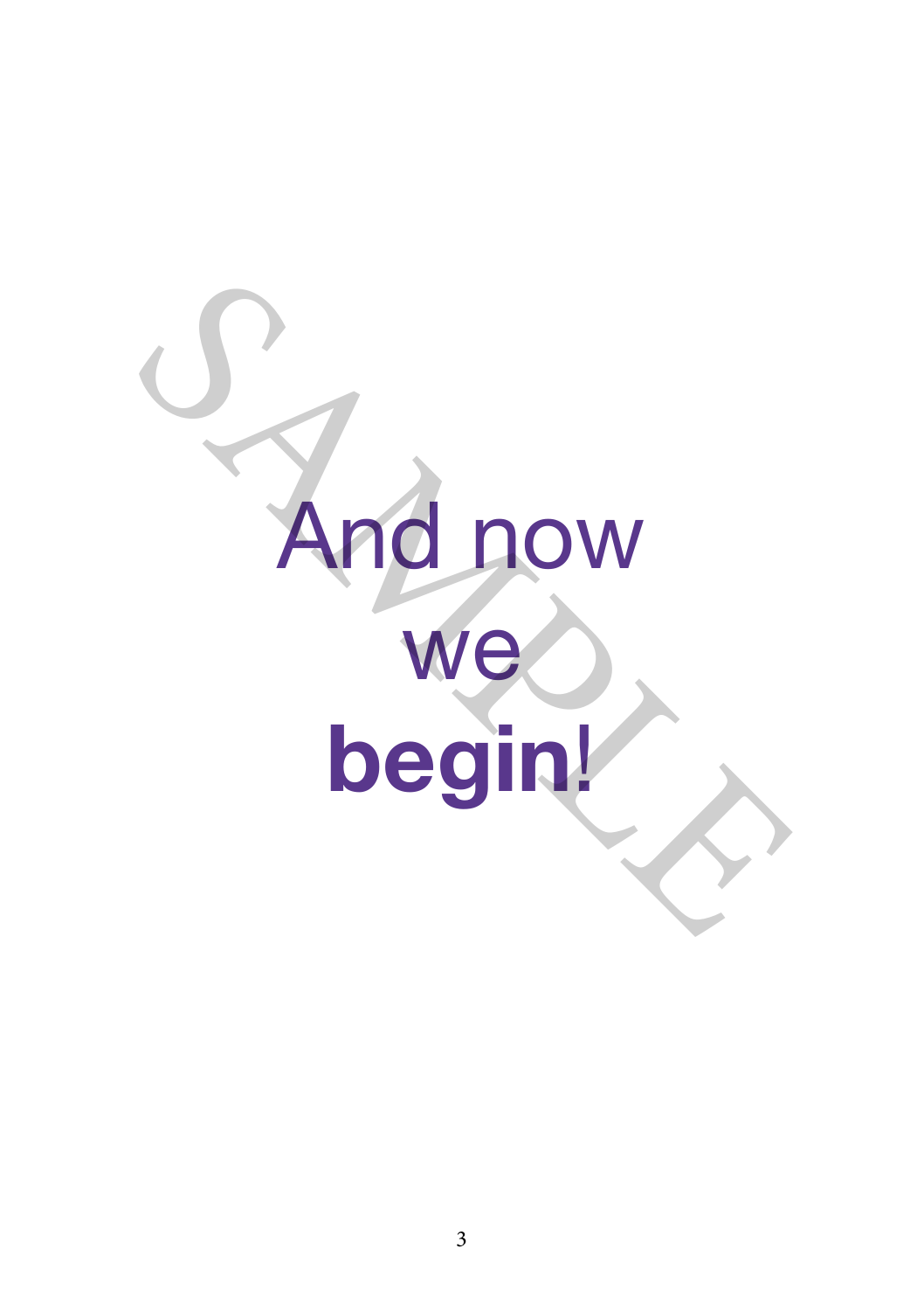# And now we **begin!**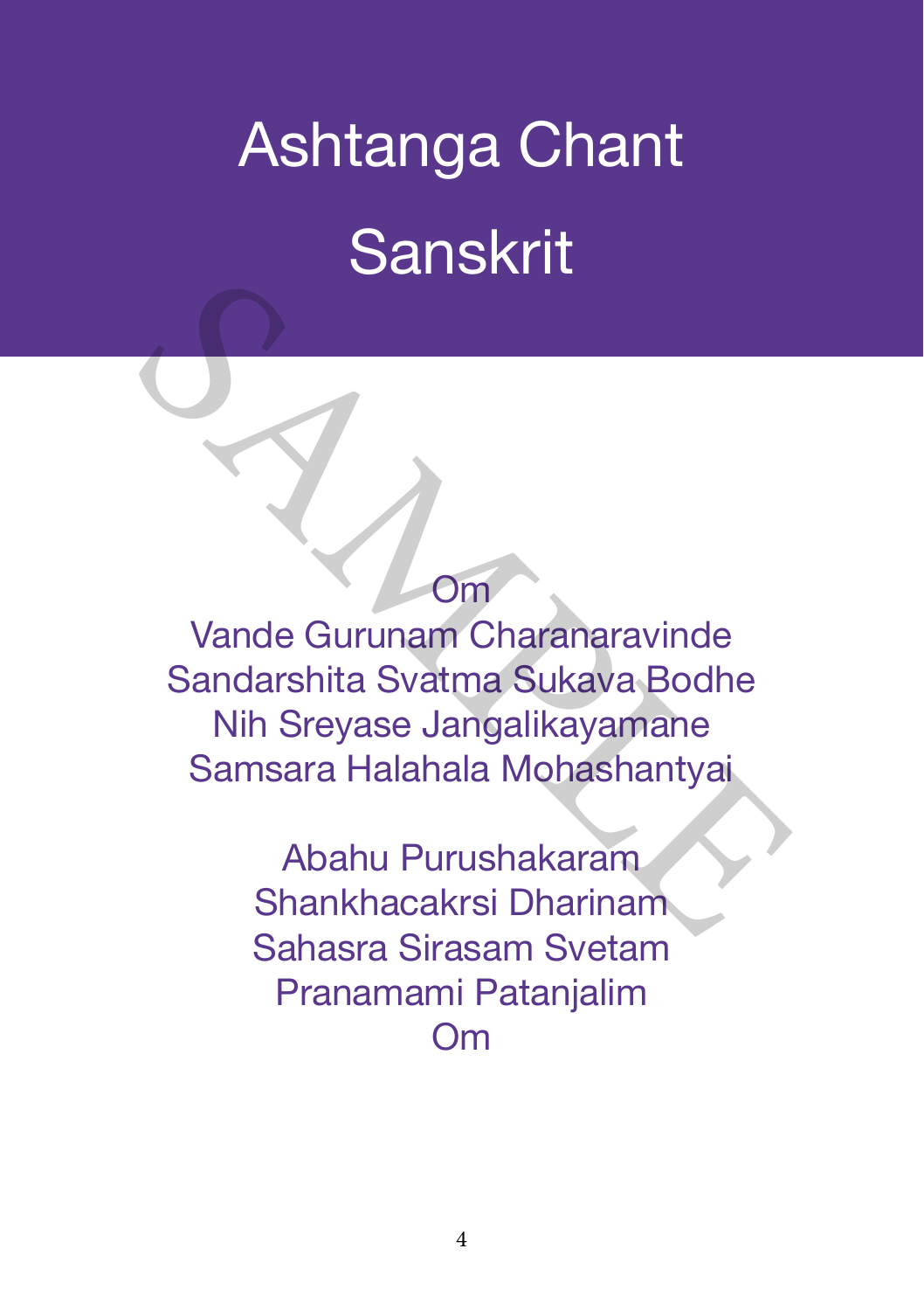# Ashtanga Chant

# Sanskrit

Om
Vande Gurunam Charanaravinde
Sandarshita Svatma Sukava Bodhe
Nih Sreyase Jangalikayamane
Samsara Halahala Mohashantyai

Abahu Purushakaram
Shankhacakrsi Dharinam
Sahasra Sirasam Svetam
Pranamami Patanjalim
Om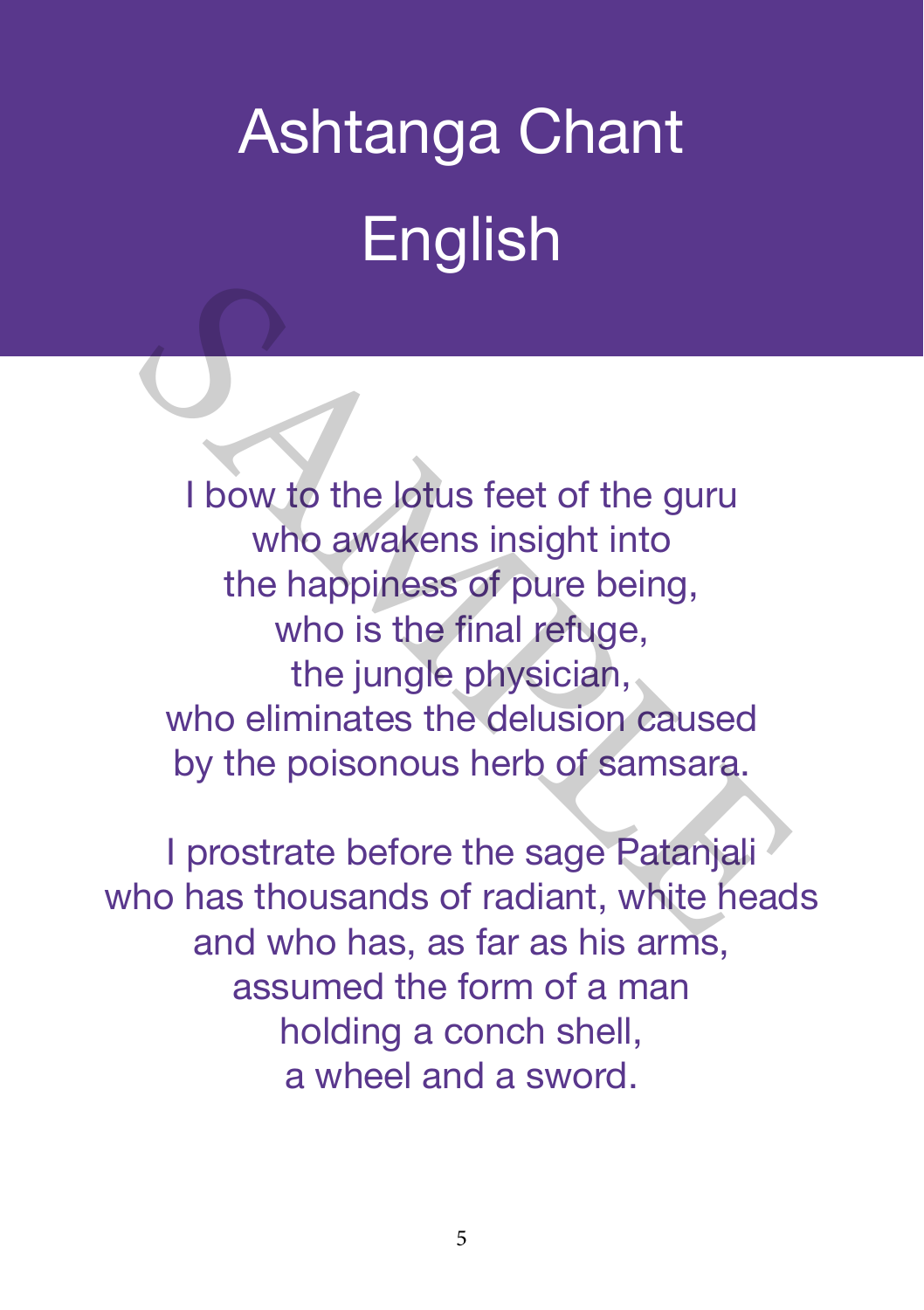# Ashtanga Chant

# English

I bow to the lotus feet of the guru
who awakens insight into
the happiness of pure being,
who is the final refuge,
the jungle physician,
who eliminates the delusion caused
by the poisonous herb of samsara.

I prostrate before the sage Patanjali
who has thousands of radiant, white heads
and who has, as far as his arms,
assumed the form of a man
holding a conch shell,
a wheel and a sword.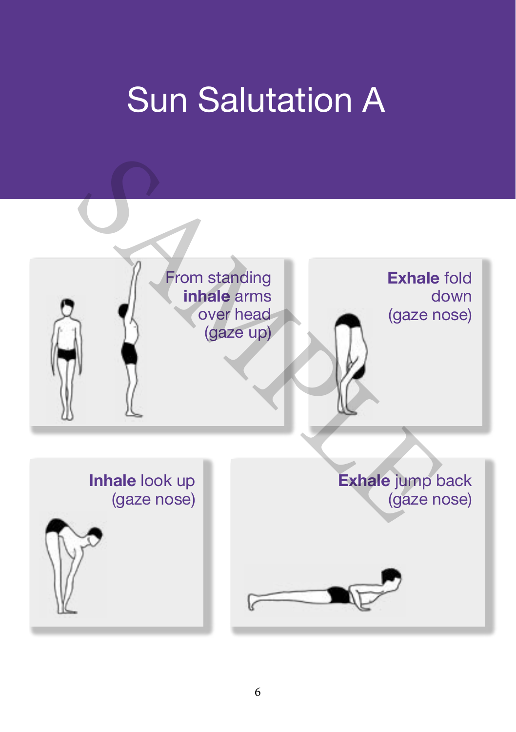# Sun Salutation A

From standing **inhale** arms over head (gaze up)

**Exhale** fold down (gaze nose)

**Inhale** look up (gaze nose)

**Exhale** jump back (gaze nose)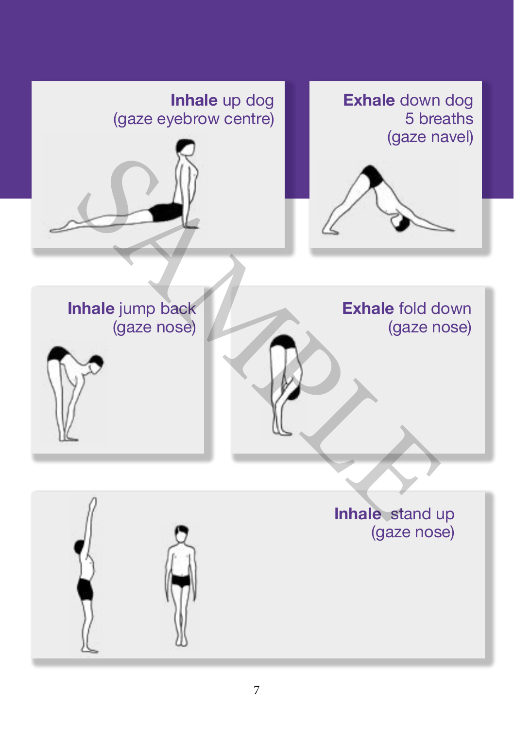**Inhale** up dog
(gaze eyebrow centre)

**Exhale** down dog
5 breaths
(gaze navel)

**Inhale** jump back
(gaze nose)

**Exhale** fold down
(gaze nose)

**Inhale** stand up
(gaze nose)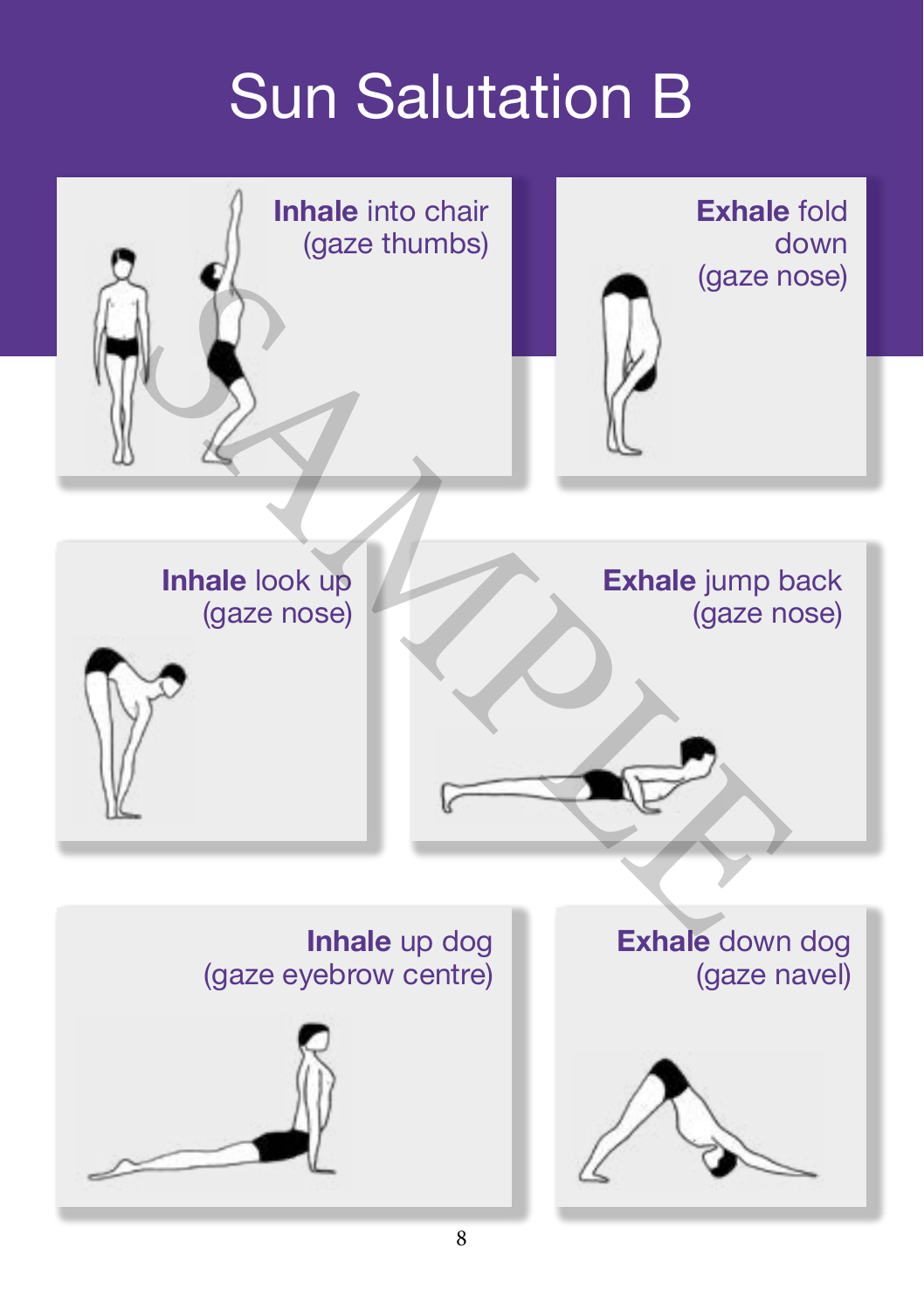# Sun Salutation B

**Inhale** into chair
(gaze thumbs)

**Exhale** fold down
(gaze nose)

**Inhale** look up
(gaze nose)

**Exhale** jump back
(gaze nose)

**Inhale** up dog
(gaze eyebrow centre)

**Exhale** down dog
(gaze navel)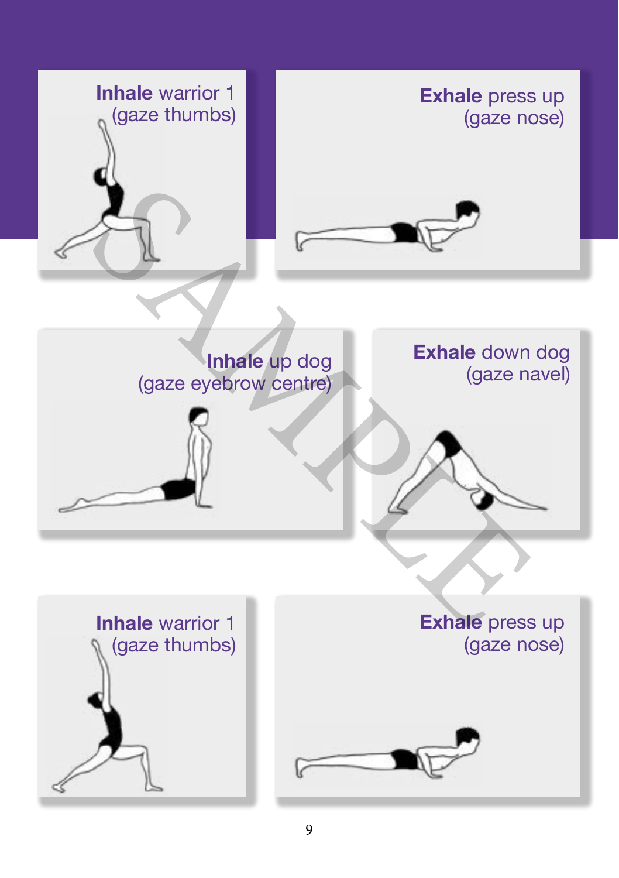**Inhale** warrior 1
(gaze thumbs)

**Exhale** press up
(gaze nose)

**Inhale** up dog
(gaze eyebrow centre)

**Exhale** down dog
(gaze navel)

**Inhale** warrior 1
(gaze thumbs)

**Exhale** press up
(gaze nose)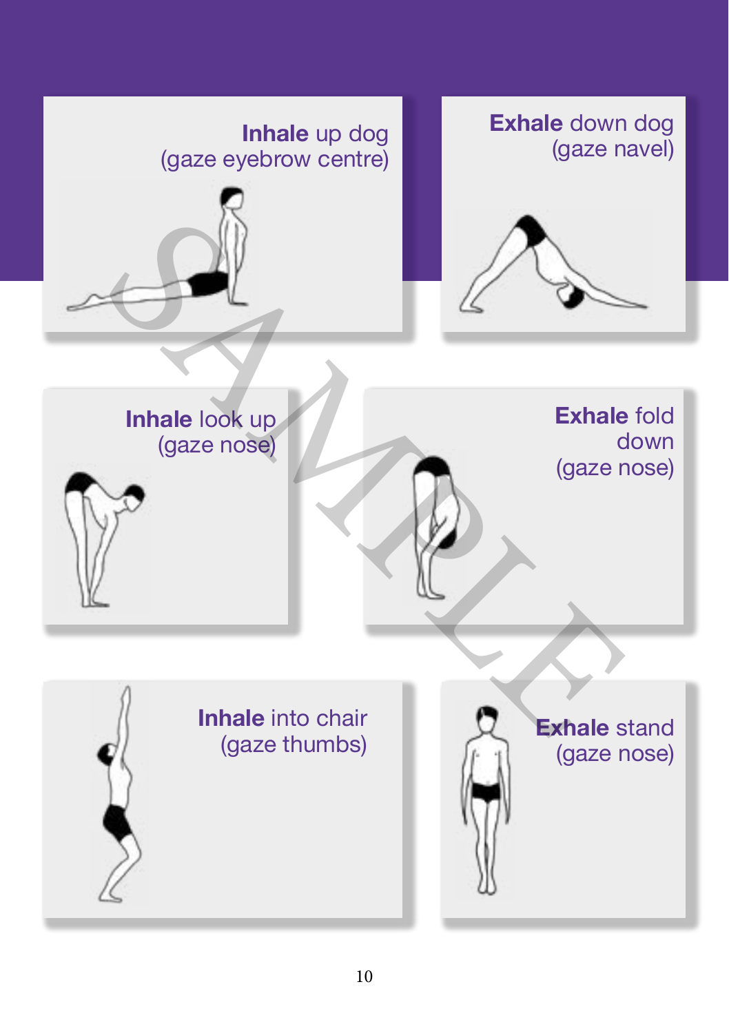**Inhale** up dog
(gaze eyebrow centre)

**Exhale** down dog
(gaze navel)

**Inhale** look up
(gaze nose)

**Exhale** fold down
(gaze nose)

**Inhale** into chair
(gaze thumbs)

**Exhale** stand
(gaze nose)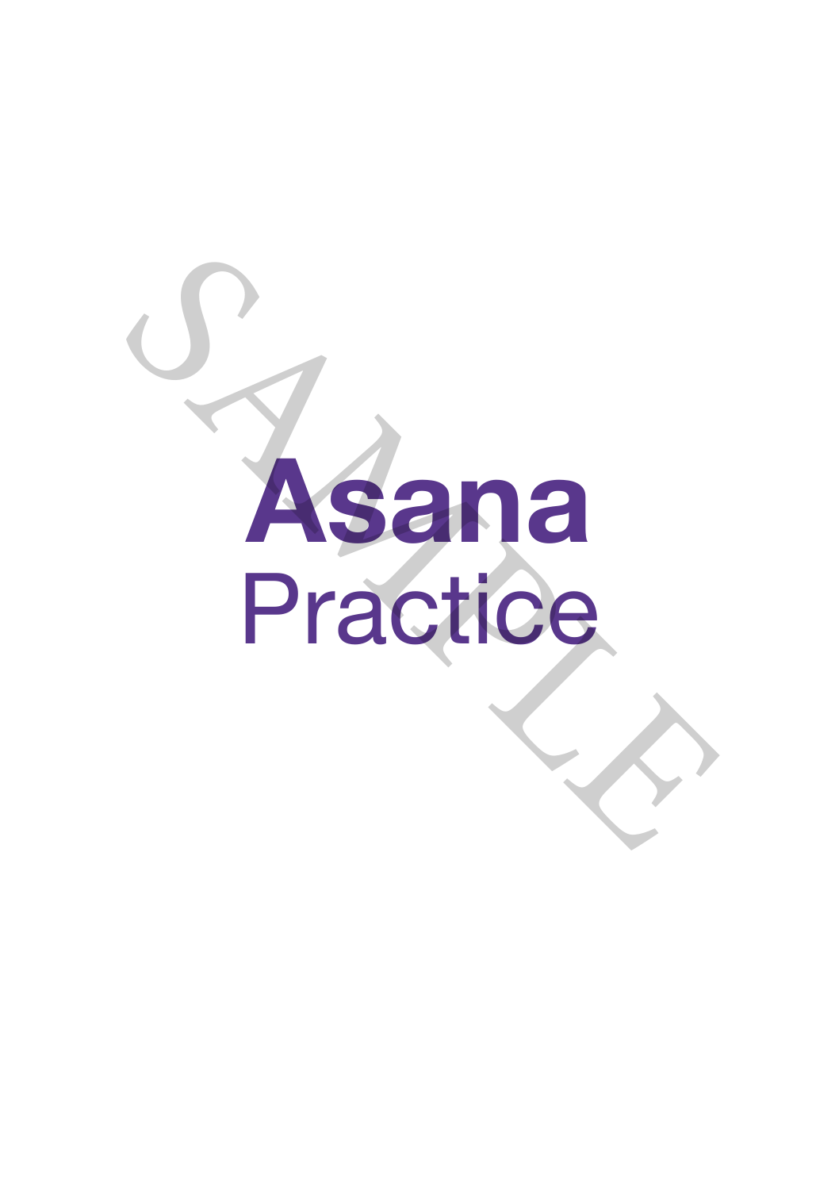# Asana

Practice